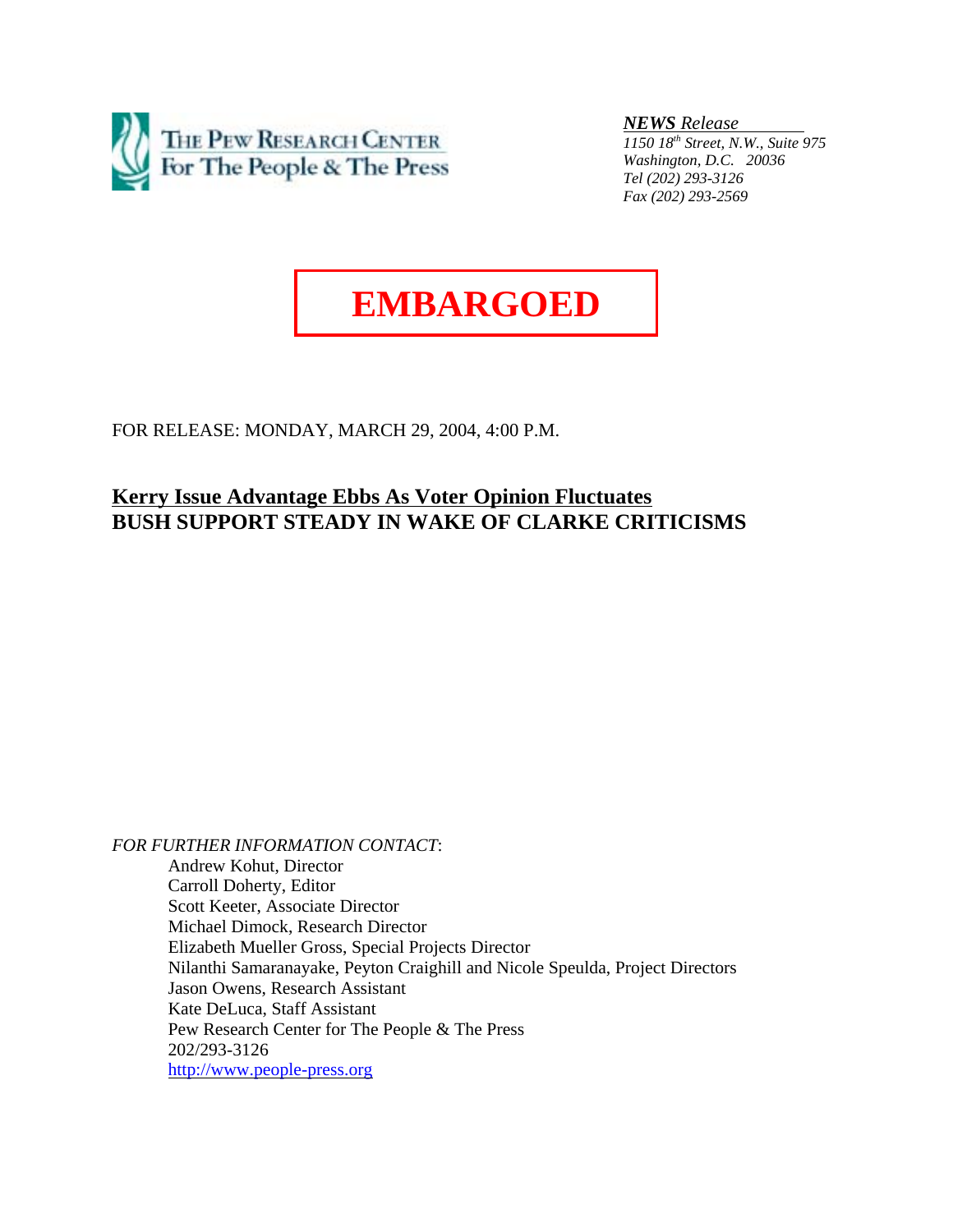THE PEW RESEARCH CENTER
For The People & The Press

***NEWS** Release*
*1150 18th Street, N.W., Suite 975*
*Washington, D.C. 20036*
*Tel (202) 293-3126*
*Fax (202) 293-2569*

**EMBARGOED**

FOR RELEASE: MONDAY, MARCH 29, 2004, 4:00 P.M.

# Kerry Issue Advantage Ebbs As Voter Opinion Fluctuates
## BUSH SUPPORT STEADY IN WAKE OF CLARKE CRITICISMS

*FOR FURTHER INFORMATION CONTACT*:

Andrew Kohut, Director
Carroll Doherty, Editor
Scott Keeter, Associate Director
Michael Dimock, Research Director
Elizabeth Mueller Gross, Special Projects Director
Nilanthi Samaranayake, Peyton Craighill and Nicole Speulda, Project Directors
Jason Owens, Research Assistant
Kate DeLuca, Staff Assistant
Pew Research Center for The People & The Press
202/293-3126
http://www.people-press.org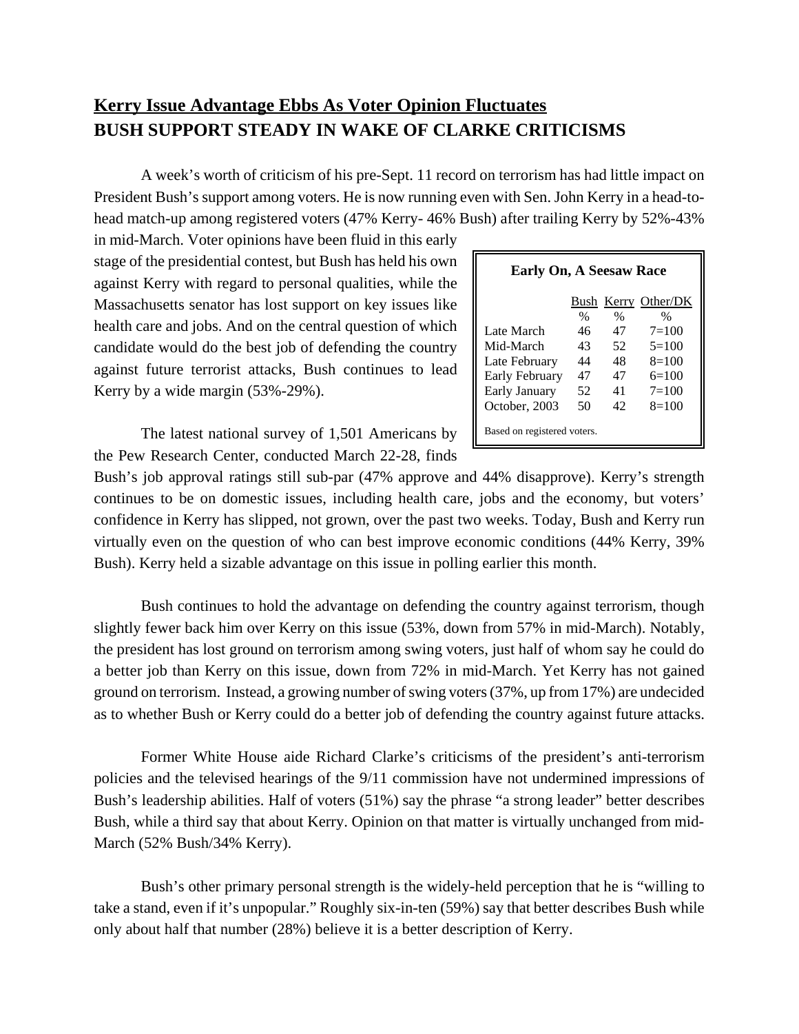## Kerry Issue Advantage Ebbs As Voter Opinion Fluctuates

## BUSH SUPPORT STEADY IN WAKE OF CLARKE CRITICISMS

A week's worth of criticism of his pre-Sept. 11 record on terrorism has had little impact on President Bush's support among voters. He is now running even with Sen. John Kerry in a head-to-head match-up among registered voters (47% Kerry- 46% Bush) after trailing Kerry by 52%-43% in mid-March. Voter opinions have been fluid in this early stage of the presidential contest, but Bush has held his own against Kerry with regard to personal qualities, while the Massachusetts senator has lost support on key issues like health care and jobs. And on the central question of which candidate would do the best job of defending the country against future terrorist attacks, Bush continues to lead Kerry by a wide margin (53%-29%).

**Early On, A Seesaw Race**

| | Bush | Kerry | Other/DK |
|---|---|---|---|
| | % | % | % |
| Late March | 46 | 47 | 7=100 |
| Mid-March | 43 | 52 | 5=100 |
| Late February | 44 | 48 | 8=100 |
| Early February | 47 | 47 | 6=100 |
| Early January | 52 | 41 | 7=100 |
| October, 2003 | 50 | 42 | 8=100 |

Based on registered voters.

The latest national survey of 1,501 Americans by the Pew Research Center, conducted March 22-28, finds Bush's job approval ratings still sub-par (47% approve and 44% disapprove). Kerry's strength continues to be on domestic issues, including health care, jobs and the economy, but voters' confidence in Kerry has slipped, not grown, over the past two weeks. Today, Bush and Kerry run virtually even on the question of who can best improve economic conditions (44% Kerry, 39% Bush). Kerry held a sizable advantage on this issue in polling earlier this month.

Bush continues to hold the advantage on defending the country against terrorism, though slightly fewer back him over Kerry on this issue (53%, down from 57% in mid-March). Notably, the president has lost ground on terrorism among swing voters, just half of whom say he could do a better job than Kerry on this issue, down from 72% in mid-March. Yet Kerry has not gained ground on terrorism. Instead, a growing number of swing voters (37%, up from 17%) are undecided as to whether Bush or Kerry could do a better job of defending the country against future attacks.

Former White House aide Richard Clarke's criticisms of the president's anti-terrorism policies and the televised hearings of the 9/11 commission have not undermined impressions of Bush's leadership abilities. Half of voters (51%) say the phrase "a strong leader" better describes Bush, while a third say that about Kerry. Opinion on that matter is virtually unchanged from mid-March (52% Bush/34% Kerry).

Bush's other primary personal strength is the widely-held perception that he is "willing to take a stand, even if it's unpopular." Roughly six-in-ten (59%) say that better describes Bush while only about half that number (28%) believe it is a better description of Kerry.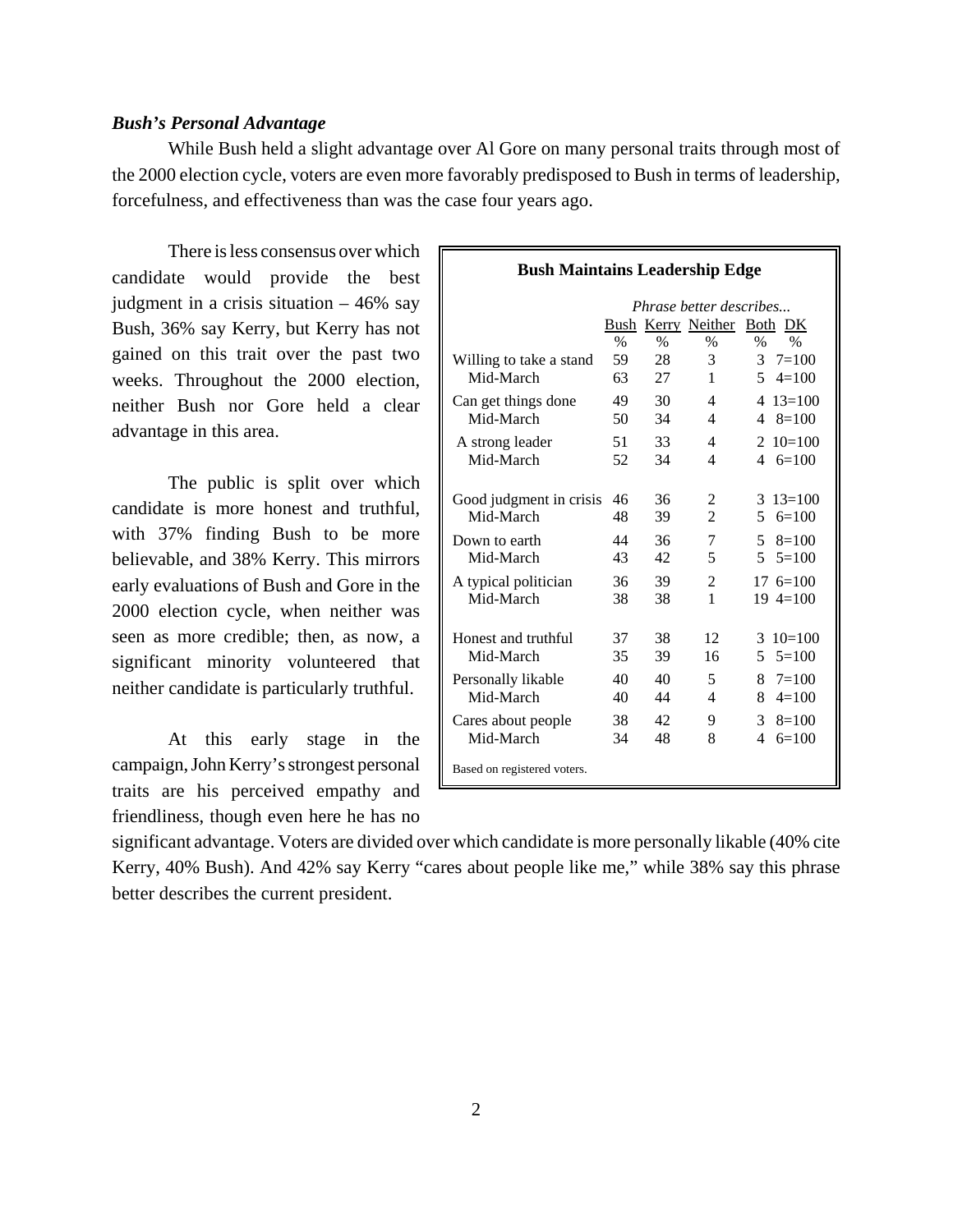### *Bush's Personal Advantage*

While Bush held a slight advantage over Al Gore on many personal traits through most of the 2000 election cycle, voters are even more favorably predisposed to Bush in terms of leadership, forcefulness, and effectiveness than was the case four years ago.

There is less consensus over which candidate would provide the best judgment in a crisis situation – 46% say Bush, 36% say Kerry, but Kerry has not gained on this trait over the past two weeks. Throughout the 2000 election, neither Bush nor Gore held a clear advantage in this area.

The public is split over which candidate is more honest and truthful, with 37% finding Bush to be more believable, and 38% Kerry. This mirrors early evaluations of Bush and Gore in the 2000 election cycle, when neither was seen as more credible; then, as now, a significant minority volunteered that neither candidate is particularly truthful.

At this early stage in the campaign, John Kerry's strongest personal traits are his perceived empathy and friendliness, though even here he has no significant advantage. Voters are divided over which candidate is more personally likable (40% cite Kerry, 40% Bush). And 42% say Kerry "cares about people like me," while 38% say this phrase better describes the current president.

**Bush Maintains Leadership Edge**

| | *Phrase better describes...* | | | | |
|---|---|---|---|---|---|
| | Bush | Kerry | Neither | Both | DK |
| | % | % | % | % | % |
| Willing to take a stand | 59 | 28 | 3 | 3 | 7=100 |
| Mid-March | 63 | 27 | 1 | 5 | 4=100 |
| Can get things done | 49 | 30 | 4 | 4 | 13=100 |
| Mid-March | 50 | 34 | 4 | 4 | 8=100 |
| A strong leader | 51 | 33 | 4 | 2 | 10=100 |
| Mid-March | 52 | 34 | 4 | 4 | 6=100 |
| Good judgment in crisis | 46 | 36 | 2 | 3 | 13=100 |
| Mid-March | 48 | 39 | 2 | 5 | 6=100 |
| Down to earth | 44 | 36 | 7 | 5 | 8=100 |
| Mid-March | 43 | 42 | 5 | 5 | 5=100 |
| A typical politician | 36 | 39 | 2 | 17 | 6=100 |
| Mid-March | 38 | 38 | 1 | 19 | 4=100 |
| Honest and truthful | 37 | 38 | 12 | 3 | 10=100 |
| Mid-March | 35 | 39 | 16 | 5 | 5=100 |
| Personally likable | 40 | 40 | 5 | 8 | 7=100 |
| Mid-March | 40 | 44 | 4 | 8 | 4=100 |
| Cares about people | 38 | 42 | 9 | 3 | 8=100 |
| Mid-March | 34 | 48 | 8 | 4 | 6=100 |

Based on registered voters.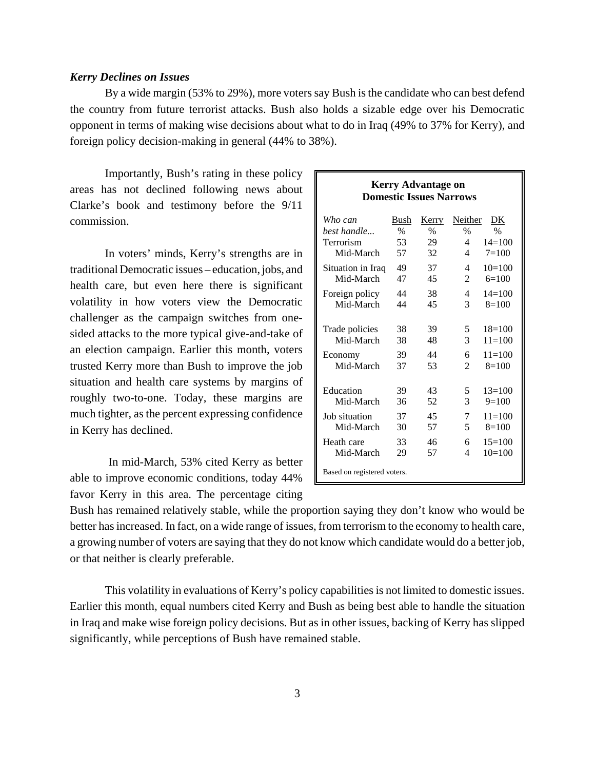***Kerry Declines on Issues***

By a wide margin (53% to 29%), more voters say Bush is the candidate who can best defend the country from future terrorist attacks. Bush also holds a sizable edge over his Democratic opponent in terms of making wise decisions about what to do in Iraq (49% to 37% for Kerry), and foreign policy decision-making in general (44% to 38%).

Importantly, Bush's rating in these policy areas has not declined following news about Clarke's book and testimony before the 9/11 commission.

In voters' minds, Kerry's strengths are in traditional Democratic issues – education, jobs, and health care, but even here there is significant volatility in how voters view the Democratic challenger as the campaign switches from one-sided attacks to the more typical give-and-take of an election campaign. Earlier this month, voters trusted Kerry more than Bush to improve the job situation and health care systems by margins of roughly two-to-one. Today, these margins are much tighter, as the percent expressing confidence in Kerry has declined.

In mid-March, 53% cited Kerry as better able to improve economic conditions, today 44% favor Kerry in this area. The percentage citing Bush has remained relatively stable, while the proportion saying they don't know who would be better has increased. In fact, on a wide range of issues, from terrorism to the economy to health care, a growing number of voters are saying that they do not know which candidate would do a better job, or that neither is clearly preferable.

**Kerry Advantage on Domestic Issues Narrows**

| *Who can best handle...* | Bush % | Kerry % | Neither % | DK % |
|---|---|---|---|---|
| Terrorism | 53 | 29 | 4 | 14=100 |
| Mid-March | 57 | 32 | 4 | 7=100 |
| Situation in Iraq | 49 | 37 | 4 | 10=100 |
| Mid-March | 47 | 45 | 2 | 6=100 |
| Foreign policy | 44 | 38 | 4 | 14=100 |
| Mid-March | 44 | 45 | 3 | 8=100 |
| Trade policies | 38 | 39 | 5 | 18=100 |
| Mid-March | 38 | 48 | 3 | 11=100 |
| Economy | 39 | 44 | 6 | 11=100 |
| Mid-March | 37 | 53 | 2 | 8=100 |
| Education | 39 | 43 | 5 | 13=100 |
| Mid-March | 36 | 52 | 3 | 9=100 |
| Job situation | 37 | 45 | 7 | 11=100 |
| Mid-March | 30 | 57 | 5 | 8=100 |
| Heath care | 33 | 46 | 6 | 15=100 |
| Mid-March | 29 | 57 | 4 | 10=100 |

Based on registered voters.

This volatility in evaluations of Kerry's policy capabilities is not limited to domestic issues. Earlier this month, equal numbers cited Kerry and Bush as being best able to handle the situation in Iraq and make wise foreign policy decisions. But as in other issues, backing of Kerry has slipped significantly, while perceptions of Bush have remained stable.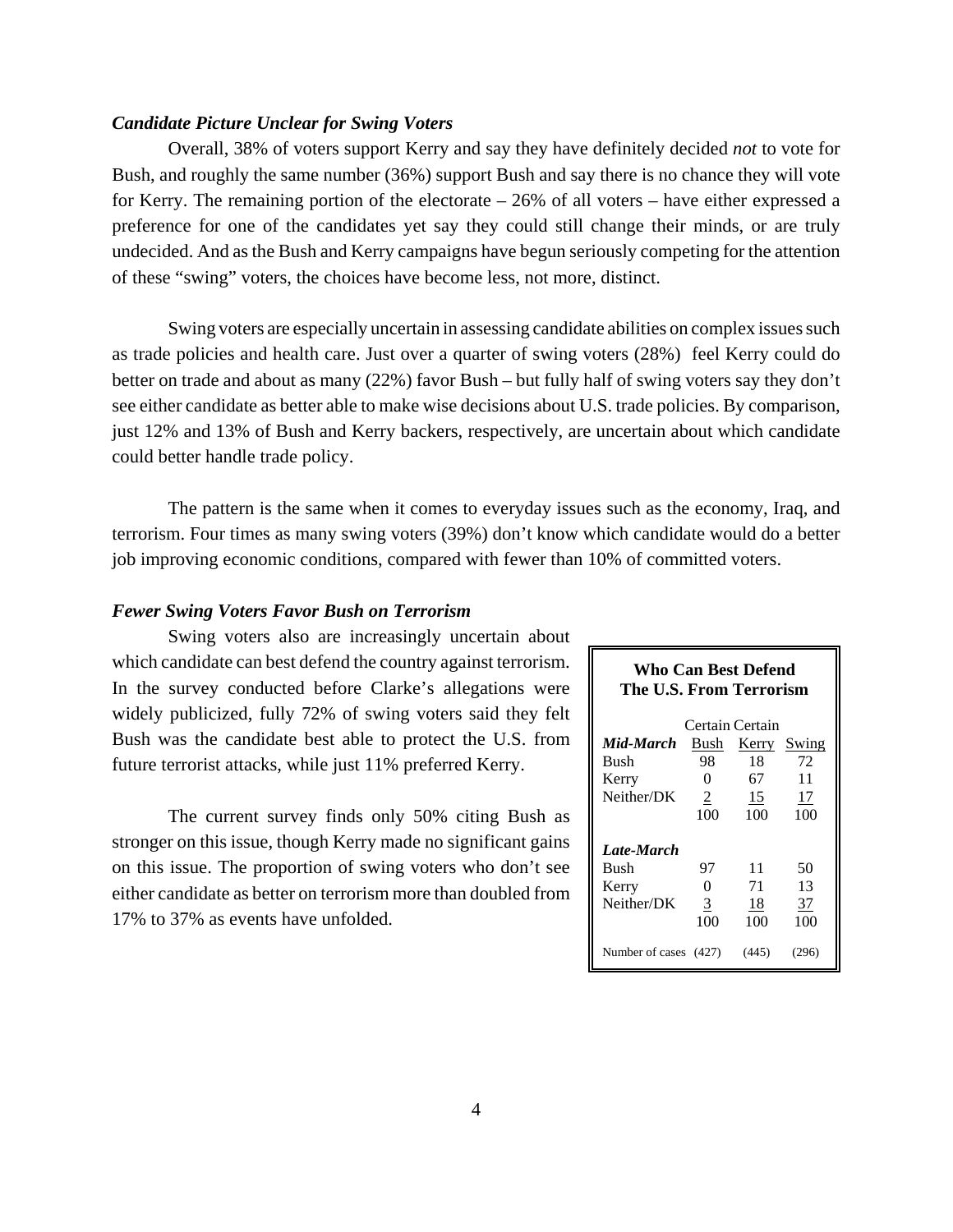### *Candidate Picture Unclear for Swing Voters*

Overall, 38% of voters support Kerry and say they have definitely decided *not* to vote for Bush, and roughly the same number (36%) support Bush and say there is no chance they will vote for Kerry. The remaining portion of the electorate – 26% of all voters – have either expressed a preference for one of the candidates yet say they could still change their minds, or are truly undecided. And as the Bush and Kerry campaigns have begun seriously competing for the attention of these "swing" voters, the choices have become less, not more, distinct.

Swing voters are especially uncertain in assessing candidate abilities on complex issues such as trade policies and health care. Just over a quarter of swing voters (28%) feel Kerry could do better on trade and about as many (22%) favor Bush – but fully half of swing voters say they don't see either candidate as better able to make wise decisions about U.S. trade policies. By comparison, just 12% and 13% of Bush and Kerry backers, respectively, are uncertain about which candidate could better handle trade policy.

The pattern is the same when it comes to everyday issues such as the economy, Iraq, and terrorism. Four times as many swing voters (39%) don't know which candidate would do a better job improving economic conditions, compared with fewer than 10% of committed voters.

### *Fewer Swing Voters Favor Bush on Terrorism*

Swing voters also are increasingly uncertain about which candidate can best defend the country against terrorism. In the survey conducted before Clarke's allegations were widely publicized, fully 72% of swing voters said they felt Bush was the candidate best able to protect the U.S. from future terrorist attacks, while just 11% preferred Kerry.

The current survey finds only 50% citing Bush as stronger on this issue, though Kerry made no significant gains on this issue. The proportion of swing voters who don't see either candidate as better on terrorism more than doubled from 17% to 37% as events have unfolded.

**Who Can Best Defend The U.S. From Terrorism**

| | Certain Bush | Certain Kerry | Swing |
|---|---|---|---|
| ***Mid-March*** | | | |
| Bush | 98 | 18 | 72 |
| Kerry | 0 | 67 | 11 |
| Neither/DK | 2 | 15 | 17 |
| | 100 | 100 | 100 |
| ***Late-March*** | | | |
| Bush | 97 | 11 | 50 |
| Kerry | 0 | 71 | 13 |
| Neither/DK | 3 | 18 | 37 |
| | 100 | 100 | 100 |
| Number of cases | (427) | (445) | (296) |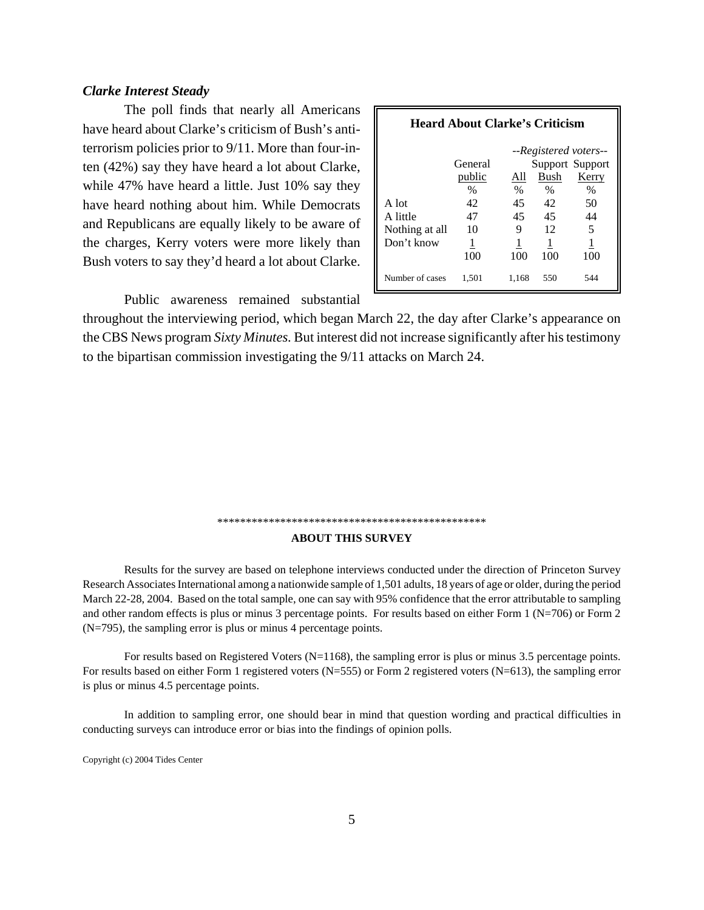### *Clarke Interest Steady*

The poll finds that nearly all Americans have heard about Clarke's criticism of Bush's anti-terrorism policies prior to 9/11. More than four-in-ten (42%) say they have heard a lot about Clarke, while 47% have heard a little. Just 10% say they have heard nothing about him. While Democrats and Republicans are equally likely to be aware of the charges, Kerry voters were more likely than Bush voters to say they'd heard a lot about Clarke.

**Heard About Clarke's Criticism**

| | General public | --Registered voters-- All | Support Bush | Support Kerry |
|---|---|---|---|---|
| | % | % | % | % |
| A lot | 42 | 45 | 42 | 50 |
| A little | 47 | 45 | 45 | 44 |
| Nothing at all | 10 | 9 | 12 | 5 |
| Don't know | 1 | 1 | 1 | 1 |
| | 100 | 100 | 100 | 100 |
| Number of cases | 1,501 | 1,168 | 550 | 544 |

Public awareness remained substantial throughout the interviewing period, which began March 22, the day after Clarke's appearance on the CBS News program *Sixty Minutes*. But interest did not increase significantly after his testimony to the bipartisan commission investigating the 9/11 attacks on March 24.

\*\*\*\*\*\*\*\*\*\*\*\*\*\*\*\*\*\*\*\*\*\*\*\*\*\*\*\*\*\*\*\*\*\*\*\*\*\*\*\*\*\*\*\*\*\*\*\*

**ABOUT THIS SURVEY**

Results for the survey are based on telephone interviews conducted under the direction of Princeton Survey Research Associates International among a nationwide sample of 1,501 adults, 18 years of age or older, during the period March 22-28, 2004. Based on the total sample, one can say with 95% confidence that the error attributable to sampling and other random effects is plus or minus 3 percentage points. For results based on either Form 1 (N=706) or Form 2 (N=795), the sampling error is plus or minus 4 percentage points.

For results based on Registered Voters (N=1168), the sampling error is plus or minus 3.5 percentage points. For results based on either Form 1 registered voters (N=555) or Form 2 registered voters (N=613), the sampling error is plus or minus 4.5 percentage points.

In addition to sampling error, one should bear in mind that question wording and practical difficulties in conducting surveys can introduce error or bias into the findings of opinion polls.

Copyright (c) 2004 Tides Center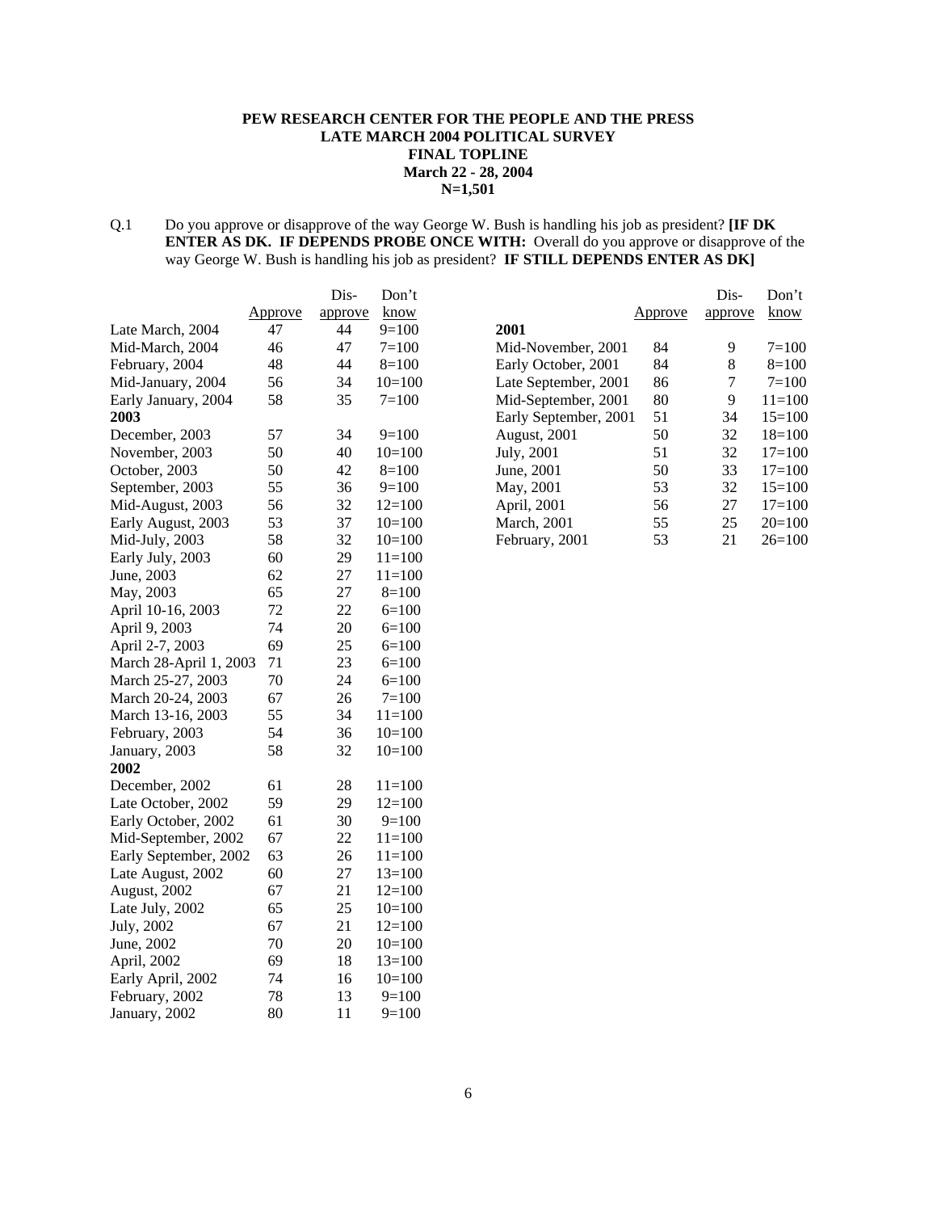**PEW RESEARCH CENTER FOR THE PEOPLE AND THE PRESS**
**LATE MARCH 2004 POLITICAL SURVEY**
**FINAL TOPLINE**
**March 22 - 28, 2004**
**N=1,501**

Q.1 Do you approve or disapprove of the way George W. Bush is handling his job as president? **[IF DK ENTER AS DK. IF DEPENDS PROBE ONCE WITH:** Overall do you approve or disapprove of the way George W. Bush is handling his job as president? **IF STILL DEPENDS ENTER AS DK]**

| | Approve | Dis-approve | Don't know |
|---|---|---|---|
| Late March, 2004 | 47 | 44 | 9=100 |
| Mid-March, 2004 | 46 | 47 | 7=100 |
| February, 2004 | 48 | 44 | 8=100 |
| Mid-January, 2004 | 56 | 34 | 10=100 |
| Early January, 2004 | 58 | 35 | 7=100 |
| **2003** | | | |
| December, 2003 | 57 | 34 | 9=100 |
| November, 2003 | 50 | 40 | 10=100 |
| October, 2003 | 50 | 42 | 8=100 |
| September, 2003 | 55 | 36 | 9=100 |
| Mid-August, 2003 | 56 | 32 | 12=100 |
| Early August, 2003 | 53 | 37 | 10=100 |
| Mid-July, 2003 | 58 | 32 | 10=100 |
| Early July, 2003 | 60 | 29 | 11=100 |
| June, 2003 | 62 | 27 | 11=100 |
| May, 2003 | 65 | 27 | 8=100 |
| April 10-16, 2003 | 72 | 22 | 6=100 |
| April 9, 2003 | 74 | 20 | 6=100 |
| April 2-7, 2003 | 69 | 25 | 6=100 |
| March 28-April 1, 2003 | 71 | 23 | 6=100 |
| March 25-27, 2003 | 70 | 24 | 6=100 |
| March 20-24, 2003 | 67 | 26 | 7=100 |
| March 13-16, 2003 | 55 | 34 | 11=100 |
| February, 2003 | 54 | 36 | 10=100 |
| January, 2003 | 58 | 32 | 10=100 |
| **2002** | | | |
| December, 2002 | 61 | 28 | 11=100 |
| Late October, 2002 | 59 | 29 | 12=100 |
| Early October, 2002 | 61 | 30 | 9=100 |
| Mid-September, 2002 | 67 | 22 | 11=100 |
| Early September, 2002 | 63 | 26 | 11=100 |
| Late August, 2002 | 60 | 27 | 13=100 |
| August, 2002 | 67 | 21 | 12=100 |
| Late July, 2002 | 65 | 25 | 10=100 |
| July, 2002 | 67 | 21 | 12=100 |
| June, 2002 | 70 | 20 | 10=100 |
| April, 2002 | 69 | 18 | 13=100 |
| Early April, 2002 | 74 | 16 | 10=100 |
| February, 2002 | 78 | 13 | 9=100 |
| January, 2002 | 80 | 11 | 9=100 |
| **2001** | | | |
| Mid-November, 2001 | 84 | 9 | 7=100 |
| Early October, 2001 | 84 | 8 | 8=100 |
| Late September, 2001 | 86 | 7 | 7=100 |
| Mid-September, 2001 | 80 | 9 | 11=100 |
| Early September, 2001 | 51 | 34 | 15=100 |
| August, 2001 | 50 | 32 | 18=100 |
| July, 2001 | 51 | 32 | 17=100 |
| June, 2001 | 50 | 33 | 17=100 |
| May, 2001 | 53 | 32 | 15=100 |
| April, 2001 | 56 | 27 | 17=100 |
| March, 2001 | 55 | 25 | 20=100 |
| February, 2001 | 53 | 21 | 26=100 |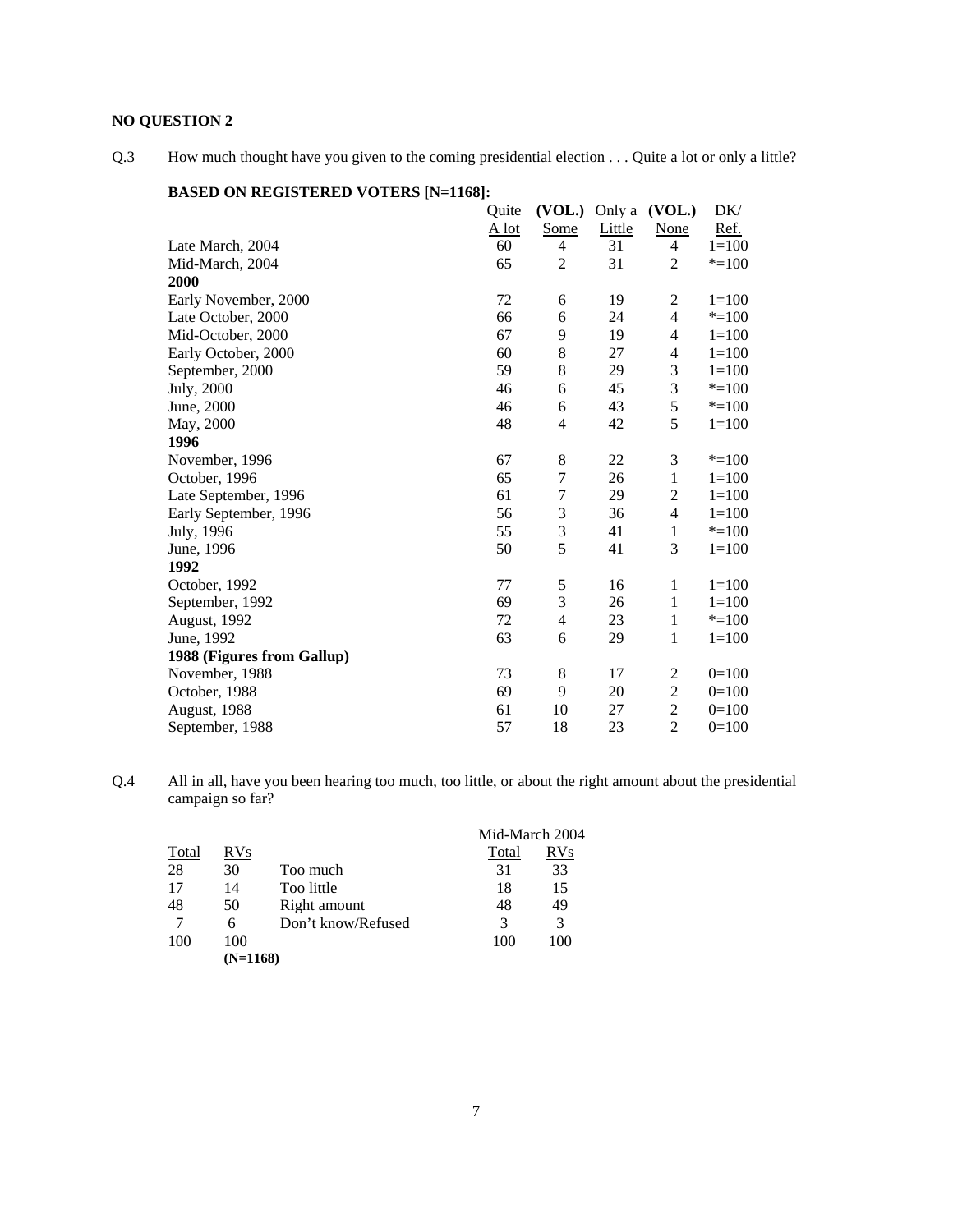**NO QUESTION 2**

Q.3 How much thought have you given to the coming presidential election . . . Quite a lot or only a little?

**BASED ON REGISTERED VOTERS [N=1168]:**

| | Quite A lot | (VOL.) Some | Only a Little | (VOL.) None | DK/ Ref. |
|---|---|---|---|---|---|
| Late March, 2004 | 60 | 4 | 31 | 4 | 1=100 |
| Mid-March, 2004 | 65 | 2 | 31 | 2 | *=100 |
| **2000** | | | | | |
| Early November, 2000 | 72 | 6 | 19 | 2 | 1=100 |
| Late October, 2000 | 66 | 6 | 24 | 4 | *=100 |
| Mid-October, 2000 | 67 | 9 | 19 | 4 | 1=100 |
| Early October, 2000 | 60 | 8 | 27 | 4 | 1=100 |
| September, 2000 | 59 | 8 | 29 | 3 | 1=100 |
| July, 2000 | 46 | 6 | 45 | 3 | *=100 |
| June, 2000 | 46 | 6 | 43 | 5 | *=100 |
| May, 2000 | 48 | 4 | 42 | 5 | 1=100 |
| **1996** | | | | | |
| November, 1996 | 67 | 8 | 22 | 3 | *=100 |
| October, 1996 | 65 | 7 | 26 | 1 | 1=100 |
| Late September, 1996 | 61 | 7 | 29 | 2 | 1=100 |
| Early September, 1996 | 56 | 3 | 36 | 4 | 1=100 |
| July, 1996 | 55 | 3 | 41 | 1 | *=100 |
| June, 1996 | 50 | 5 | 41 | 3 | 1=100 |
| **1992** | | | | | |
| October, 1992 | 77 | 5 | 16 | 1 | 1=100 |
| September, 1992 | 69 | 3 | 26 | 1 | 1=100 |
| August, 1992 | 72 | 4 | 23 | 1 | *=100 |
| June, 1992 | 63 | 6 | 29 | 1 | 1=100 |
| **1988 (Figures from Gallup)** | | | | | |
| November, 1988 | 73 | 8 | 17 | 2 | 0=100 |
| October, 1988 | 69 | 9 | 20 | 2 | 0=100 |
| August, 1988 | 61 | 10 | 27 | 2 | 0=100 |
| September, 1988 | 57 | 18 | 23 | 2 | 0=100 |

Q.4 All in all, have you been hearing too much, too little, or about the right amount about the presidential campaign so far?

| Total | RVs | | Mid-March 2004 Total | Mid-March 2004 RVs |
|---|---|---|---|---|
| 28 | 30 | Too much | 31 | 33 |
| 17 | 14 | Too little | 18 | 15 |
| 48 | 50 | Right amount | 48 | 49 |
| 7 | 6 | Don't know/Refused | 3 | 3 |
| 100 | 100 | | 100 | 100 |
| | **(N=1168)** | | | |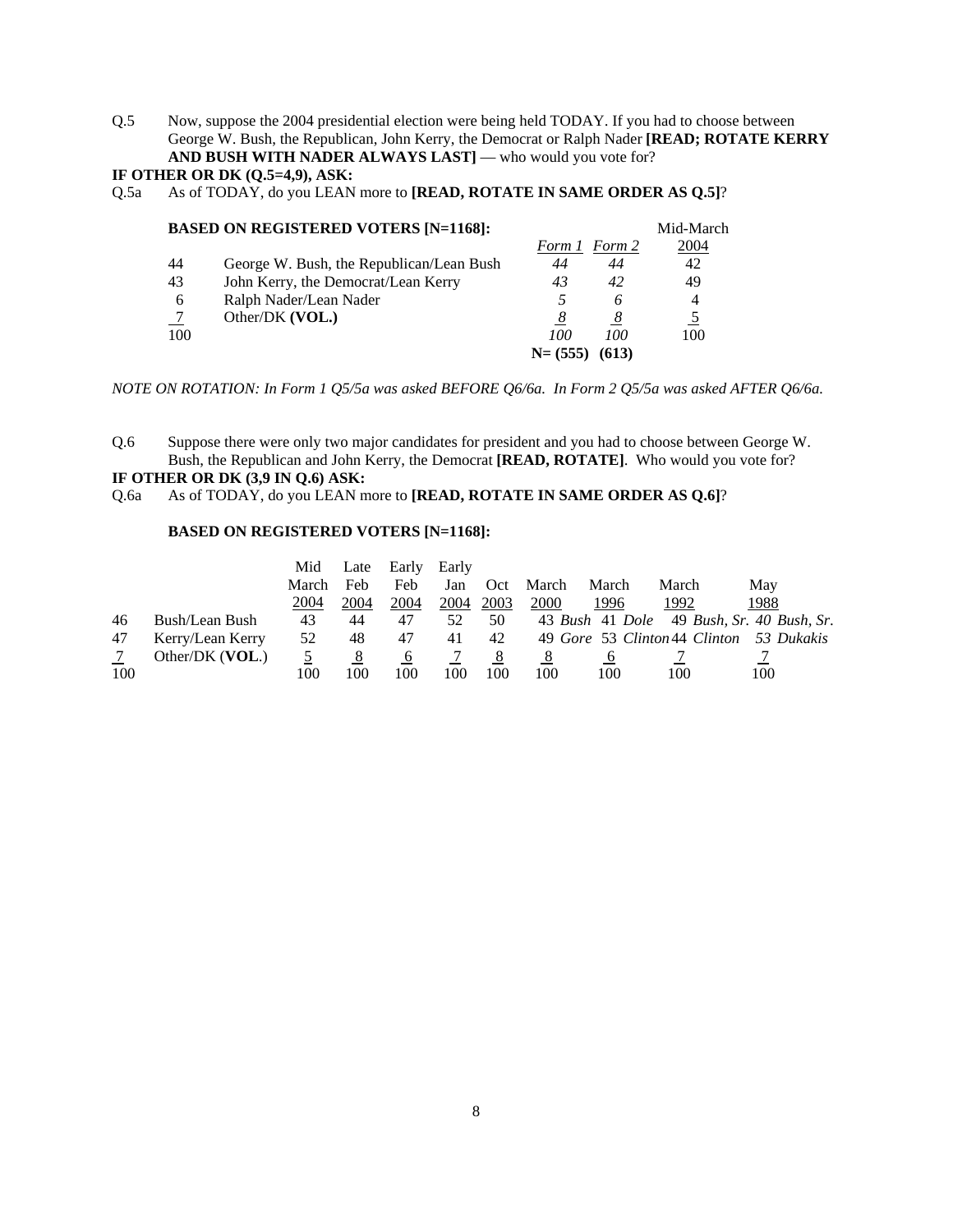Q.5 Now, suppose the 2004 presidential election were being held TODAY. If you had to choose between George W. Bush, the Republican, John Kerry, the Democrat or Ralph Nader **[READ; ROTATE KERRY AND BUSH WITH NADER ALWAYS LAST]** — who would you vote for?

**IF OTHER OR DK (Q.5=4,9), ASK:**

Q.5a As of TODAY, do you LEAN more to **[READ, ROTATE IN SAME ORDER AS Q.5]**?

**BASED ON REGISTERED VOTERS [N=1168]:**

| | | *Form 1* | *Form 2* | Mid-March 2004 |
|---|---|---|---|---|
| 44 | George W. Bush, the Republican/Lean Bush | *44* | *44* | 42 |
| 43 | John Kerry, the Democrat/Lean Kerry | *43* | *42* | 49 |
| 6 | Ralph Nader/Lean Nader | *5* | *6* | 4 |
| 7 | Other/DK **(VOL.)** | *8* | *8* | 5 |
| 100 | | *100* | *100* | 100 |
| | | **N= (555)** | **(613)** | |

*NOTE ON ROTATION: In Form 1 Q5/5a was asked BEFORE Q6/6a. In Form 2 Q5/5a was asked AFTER Q6/6a.*

Q.6 Suppose there were only two major candidates for president and you had to choose between George W. Bush, the Republican and John Kerry, the Democrat **[READ, ROTATE]**. Who would you vote for?

**IF OTHER OR DK (3,9 IN Q.6) ASK:**

Q.6a As of TODAY, do you LEAN more to **[READ, ROTATE IN SAME ORDER AS Q.6]**?

**BASED ON REGISTERED VOTERS [N=1168]:**

| | | Mid March 2004 | Late Feb 2004 | Early Feb 2004 | Early Jan 2004 | Oct 2003 | March 2000 | March 1996 | March 1992 | May 1988 |
|---|---|---|---|---|---|---|---|---|---|---|
| 46 | Bush/Lean Bush | 43 | 44 | 47 | 52 | 50 | 43 *Bush* | 41 *Dole* | 49 *Bush, Sr.* | 40 *Bush, Sr.* |
| 47 | Kerry/Lean Kerry | 52 | 48 | 47 | 41 | 42 | 49 *Gore* | 53 *Clinton* | 44 *Clinton* | 53 *Dukakis* |
| 7 | Other/DK (**VOL.**) | 5 | 8 | 6 | 7 | 8 | 8 | 6 | 7 | 7 |
| 100 | | 100 | 100 | 100 | 100 | 100 | 100 | 100 | 100 | 100 |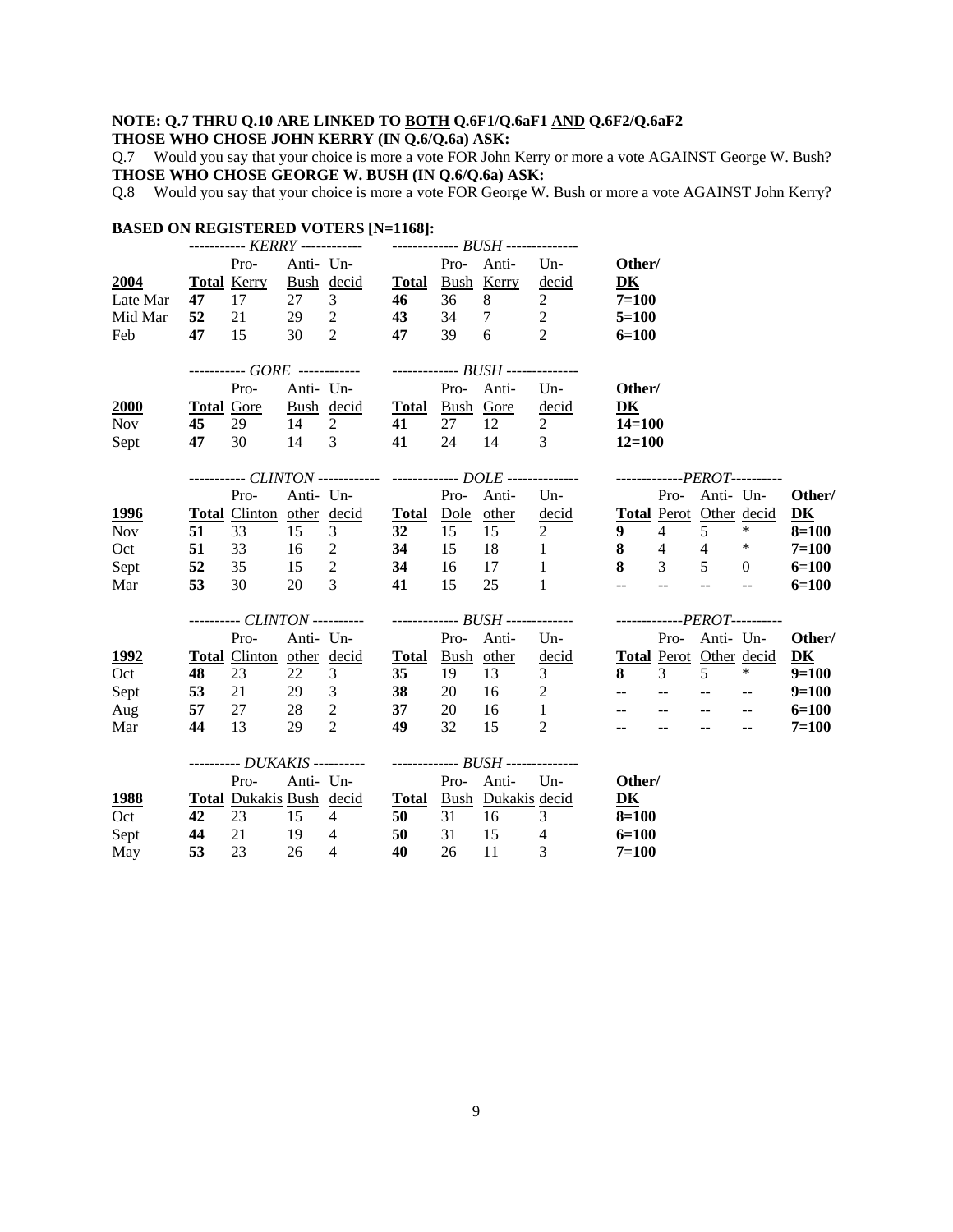**NOTE: Q.7 THRU Q.10 ARE LINKED TO BOTH Q.6F1/Q.6aF1 AND Q.6F2/Q.6aF2**

**THOSE WHO CHOSE JOHN KERRY (IN Q.6/Q.6a) ASK:**

Q.7 Would you say that your choice is more a vote FOR John Kerry or more a vote AGAINST George W. Bush?

**THOSE WHO CHOSE GEORGE W. BUSH (IN Q.6/Q.6a) ASK:**

Q.8 Would you say that your choice is more a vote FOR George W. Bush or more a vote AGAINST John Kerry?

**BASED ON REGISTERED VOTERS [N=1168]:**

| | KERRY | | | | BUSH | | | | |
|---|---|---|---|---|---|---|---|---|---|
| **2004** | **Total** | Pro-Kerry | Anti-Bush | Undecid | **Total** | Pro-Bush | Anti-Kerry | Undecid | **Other/DK** |
| Late Mar | **47** | 17 | 27 | 3 | **46** | 36 | 8 | 2 | **7=100** |
| Mid Mar | **52** | 21 | 29 | 2 | **43** | 34 | 7 | 2 | **5=100** |
| Feb | **47** | 15 | 30 | 2 | **47** | 39 | 6 | 2 | **6=100** |

| | GORE | | | | BUSH | | | | |
|---|---|---|---|---|---|---|---|---|---|
| **2000** | **Total** | Pro-Gore | Anti-Bush | Undecid | **Total** | Pro-Bush | Anti-Gore | Undecid | **Other/DK** |
| Nov | **45** | 29 | 14 | 2 | **41** | 27 | 12 | 2 | **14=100** |
| Sept | **47** | 30 | 14 | 3 | **41** | 24 | 14 | 3 | **12=100** |

| | CLINTON | | | | DOLE | | | | PEROT | | | | |
|---|---|---|---|---|---|---|---|---|---|---|---|---|---|
| **1996** | **Total** | Pro-Clinton | Anti-other | Undecid | **Total** | Pro-Dole | Anti-other | Undecid | **Total** | Pro-Perot | Anti-Other | Undecid | **Other/DK** |
| Nov | **51** | 33 | 15 | 3 | **32** | 15 | 15 | 2 | **9** | 4 | 5 | * | **8=100** |
| Oct | **51** | 33 | 16 | 2 | **34** | 15 | 18 | 1 | **8** | 4 | 4 | * | **7=100** |
| Sept | **52** | 35 | 15 | 2 | **34** | 16 | 17 | 1 | **8** | 3 | 5 | 0 | **6=100** |
| Mar | **53** | 30 | 20 | 3 | **41** | 15 | 25 | 1 | -- | -- | -- | -- | **6=100** |

| | CLINTON | | | | BUSH | | | | PEROT | | | | |
|---|---|---|---|---|---|---|---|---|---|---|---|---|---|
| **1992** | **Total** | Pro-Clinton | Anti-other | Undecid | **Total** | Pro-Bush | Anti-other | Undecid | **Total** | Pro-Perot | Anti-Other | Undecid | **Other/DK** |
| Oct | **48** | 23 | 22 | 3 | **35** | 19 | 13 | 3 | **8** | 3 | 5 | * | **9=100** |
| Sept | **53** | 21 | 29 | 3 | **38** | 20 | 16 | 2 | -- | -- | -- | -- | **9=100** |
| Aug | **57** | 27 | 28 | 2 | **37** | 20 | 16 | 1 | -- | -- | -- | -- | **6=100** |
| Mar | **44** | 13 | 29 | 2 | **49** | 32 | 15 | 2 | -- | -- | -- | -- | **7=100** |

| | DUKAKIS | | | | BUSH | | | | |
|---|---|---|---|---|---|---|---|---|---|
| **1988** | **Total** | Pro-Dukakis | Anti-Bush | Undecid | **Total** | Pro-Bush | Anti-Dukakis | Undecid | **Other/DK** |
| Oct | **42** | 23 | 15 | 4 | **50** | 31 | 16 | 3 | **8=100** |
| Sept | **44** | 21 | 19 | 4 | **50** | 31 | 15 | 4 | **6=100** |
| May | **53** | 23 | 26 | 4 | **40** | 26 | 11 | 3 | **7=100** |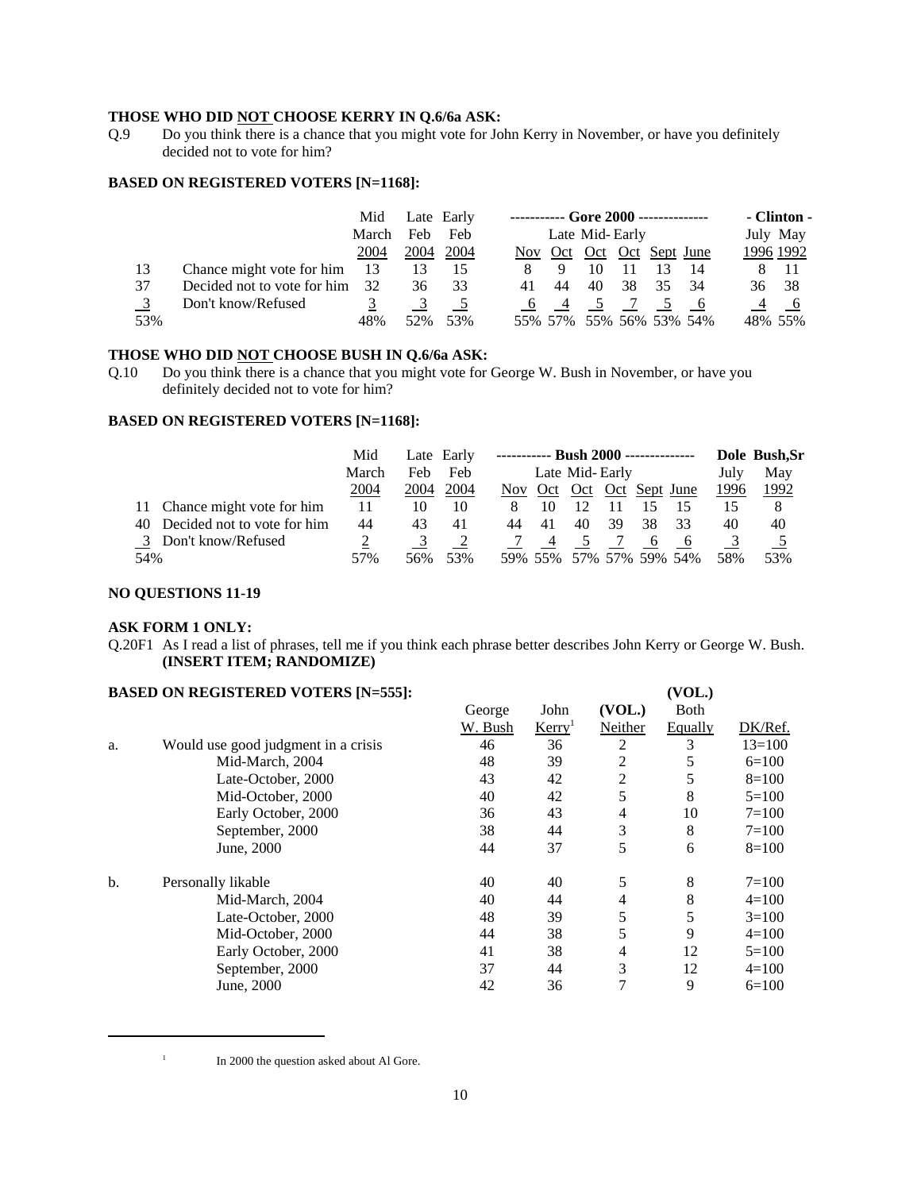**THOSE WHO DID NOT CHOOSE KERRY IN Q.6/6a ASK:**

Q.9 Do you think there is a chance that you might vote for John Kerry in November, or have you definitely decided not to vote for him?

**BASED ON REGISTERED VOTERS [N=1168]:**

| | | Mid March 2004 | Late Feb 2004 | Early Feb 2004 | Gore 2000 Nov | Late Oct | Mid-Oct | Early Oct | Sept | June | Clinton July 1996 | May 1992 |
|---|---|---|---|---|---|---|---|---|---|---|---|---|
| 13 | Chance might vote for him | 13 | 13 | 15 | 8 | 9 | 10 | 11 | 13 | 14 | 8 | 11 |
| 37 | Decided not to vote for him | 32 | 36 | 33 | 41 | 44 | 40 | 38 | 35 | 34 | 36 | 38 |
| 3 | Don't know/Refused | 3 | 3 | 5 | 6 | 4 | 5 | 7 | 5 | 6 | 4 | 6 |
| 53% | | 48% | 52% | 53% | 55% | 57% | 55% | 56% | 53% | 54% | 48% | 55% |

**THOSE WHO DID NOT CHOOSE BUSH IN Q.6/6a ASK:**

Q.10 Do you think there is a chance that you might vote for George W. Bush in November, or have you definitely decided not to vote for him?

**BASED ON REGISTERED VOTERS [N=1168]:**

| | | Mid March 2004 | Late Feb 2004 | Early Feb 2004 | Bush 2000 Nov | Late Oct | Mid-Oct | Early Oct | Sept | June | Dole July 1996 | Bush,Sr May 1992 |
|---|---|---|---|---|---|---|---|---|---|---|---|---|
| 11 | Chance might vote for him | 11 | 10 | 10 | 8 | 10 | 12 | 11 | 15 | 15 | 15 | 8 |
| 40 | Decided not to vote for him | 44 | 43 | 41 | 44 | 41 | 40 | 39 | 38 | 33 | 40 | 40 |
| 3 | Don't know/Refused | 2 | 3 | 2 | 7 | 4 | 5 | 7 | 6 | 6 | 3 | 5 |
| 54% | | 57% | 56% | 53% | 59% | 55% | 57% | 57% | 59% | 54% | 58% | 53% |

**NO QUESTIONS 11-19**

**ASK FORM 1 ONLY:**

Q.20F1 As I read a list of phrases, tell me if you think each phrase better describes John Kerry or George W. Bush. **(INSERT ITEM; RANDOMIZE)**

**BASED ON REGISTERED VOTERS [N=555]:**

| | | George W. Bush | John Kerry[1] | (VOL.) Neither | (VOL.) Both Equally | DK/Ref. |
|---|---|---|---|---|---|---|
| a. | Would use good judgment in a crisis | 46 | 36 | 2 | 3 | 13=100 |
| | Mid-March, 2004 | 48 | 39 | 2 | 5 | 6=100 |
| | Late-October, 2000 | 43 | 42 | 2 | 5 | 8=100 |
| | Mid-October, 2000 | 40 | 42 | 5 | 8 | 5=100 |
| | Early October, 2000 | 36 | 43 | 4 | 10 | 7=100 |
| | September, 2000 | 38 | 44 | 3 | 8 | 7=100 |
| | June, 2000 | 44 | 37 | 5 | 6 | 8=100 |
| b. | Personally likable | 40 | 40 | 5 | 8 | 7=100 |
| | Mid-March, 2004 | 40 | 44 | 4 | 8 | 4=100 |
| | Late-October, 2000 | 48 | 39 | 5 | 5 | 3=100 |
| | Mid-October, 2000 | 44 | 38 | 5 | 9 | 4=100 |
| | Early October, 2000 | 41 | 38 | 4 | 12 | 5=100 |
| | September, 2000 | 37 | 44 | 3 | 12 | 4=100 |
| | June, 2000 | 42 | 36 | 7 | 9 | 6=100 |

[1] In 2000 the question asked about Al Gore.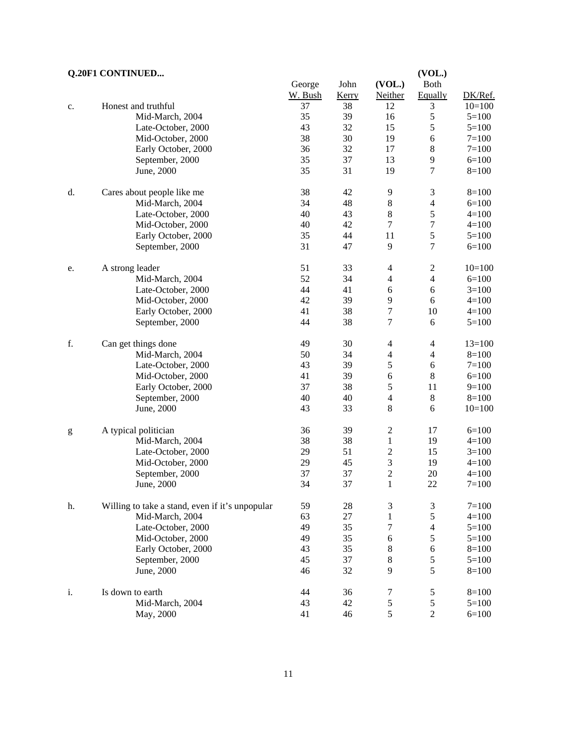**Q.20F1 CONTINUED...**

| | | George W. Bush | John Kerry | (VOL.) Neither | (VOL.) Both Equally | DK/Ref. |
|---|---|---|---|---|---|---|
| c. | Honest and truthful | 37 | 38 | 12 | 3 | 10=100 |
| | Mid-March, 2004 | 35 | 39 | 16 | 5 | 5=100 |
| | Late-October, 2000 | 43 | 32 | 15 | 5 | 5=100 |
| | Mid-October, 2000 | 38 | 30 | 19 | 6 | 7=100 |
| | Early October, 2000 | 36 | 32 | 17 | 8 | 7=100 |
| | September, 2000 | 35 | 37 | 13 | 9 | 6=100 |
| | June, 2000 | 35 | 31 | 19 | 7 | 8=100 |
| | | | | | | |
| d. | Cares about people like me | 38 | 42 | 9 | 3 | 8=100 |
| | Mid-March, 2004 | 34 | 48 | 8 | 4 | 6=100 |
| | Late-October, 2000 | 40 | 43 | 8 | 5 | 4=100 |
| | Mid-October, 2000 | 40 | 42 | 7 | 7 | 4=100 |
| | Early October, 2000 | 35 | 44 | 11 | 5 | 5=100 |
| | September, 2000 | 31 | 47 | 9 | 7 | 6=100 |
| | | | | | | |
| e. | A strong leader | 51 | 33 | 4 | 2 | 10=100 |
| | Mid-March, 2004 | 52 | 34 | 4 | 4 | 6=100 |
| | Late-October, 2000 | 44 | 41 | 6 | 6 | 3=100 |
| | Mid-October, 2000 | 42 | 39 | 9 | 6 | 4=100 |
| | Early October, 2000 | 41 | 38 | 7 | 10 | 4=100 |
| | September, 2000 | 44 | 38 | 7 | 6 | 5=100 |
| | | | | | | |
| f. | Can get things done | 49 | 30 | 4 | 4 | 13=100 |
| | Mid-March, 2004 | 50 | 34 | 4 | 4 | 8=100 |
| | Late-October, 2000 | 43 | 39 | 5 | 6 | 7=100 |
| | Mid-October, 2000 | 41 | 39 | 6 | 8 | 6=100 |
| | Early October, 2000 | 37 | 38 | 5 | 11 | 9=100 |
| | September, 2000 | 40 | 40 | 4 | 8 | 8=100 |
| | June, 2000 | 43 | 33 | 8 | 6 | 10=100 |
| | | | | | | |
| g | A typical politician | 36 | 39 | 2 | 17 | 6=100 |
| | Mid-March, 2004 | 38 | 38 | 1 | 19 | 4=100 |
| | Late-October, 2000 | 29 | 51 | 2 | 15 | 3=100 |
| | Mid-October, 2000 | 29 | 45 | 3 | 19 | 4=100 |
| | September, 2000 | 37 | 37 | 2 | 20 | 4=100 |
| | June, 2000 | 34 | 37 | 1 | 22 | 7=100 |
| | | | | | | |
| h. | Willing to take a stand, even if it's unpopular | 59 | 28 | 3 | 3 | 7=100 |
| | Mid-March, 2004 | 63 | 27 | 1 | 5 | 4=100 |
| | Late-October, 2000 | 49 | 35 | 7 | 4 | 5=100 |
| | Mid-October, 2000 | 49 | 35 | 6 | 5 | 5=100 |
| | Early October, 2000 | 43 | 35 | 8 | 6 | 8=100 |
| | September, 2000 | 45 | 37 | 8 | 5 | 5=100 |
| | June, 2000 | 46 | 32 | 9 | 5 | 8=100 |
| | | | | | | |
| i. | Is down to earth | 44 | 36 | 7 | 5 | 8=100 |
| | Mid-March, 2004 | 43 | 42 | 5 | 5 | 5=100 |
| | May, 2000 | 41 | 46 | 5 | 2 | 6=100 |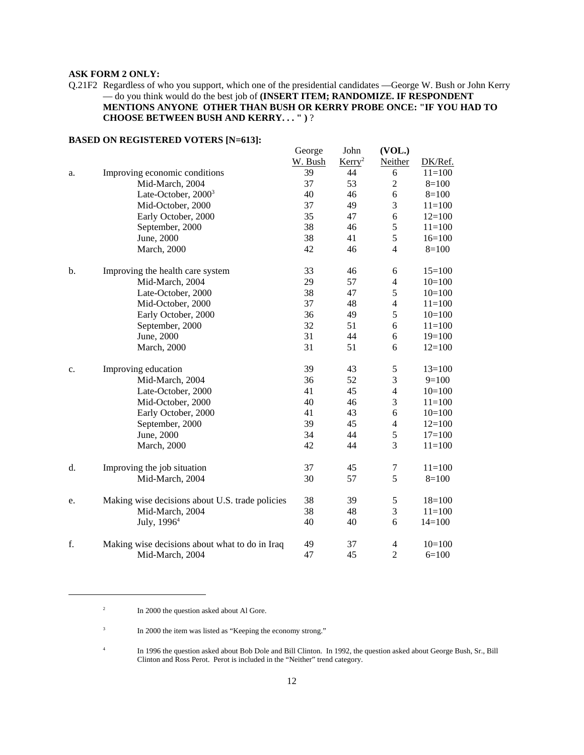**ASK FORM 2 ONLY:**

Q.21F2 Regardless of who you support, which one of the presidential candidates —George W. Bush or John Kerry — do you think would do the best job of **(INSERT ITEM; RANDOMIZE. IF RESPONDENT MENTIONS ANYONE OTHER THAN BUSH OR KERRY PROBE ONCE: "IF YOU HAD TO CHOOSE BETWEEN BUSH AND KERRY. . . " )** ?

**BASED ON REGISTERED VOTERS [N=613]:**

| | | George W. Bush | John Kerry[2] | (VOL.) Neither | DK/Ref. |
|---|---|---|---|---|---|
| a. | Improving economic conditions | 39 | 44 | 6 | 11=100 |
| | Mid-March, 2004 | 37 | 53 | 2 | 8=100 |
| | Late-October, 2000[3] | 40 | 46 | 6 | 8=100 |
| | Mid-October, 2000 | 37 | 49 | 3 | 11=100 |
| | Early October, 2000 | 35 | 47 | 6 | 12=100 |
| | September, 2000 | 38 | 46 | 5 | 11=100 |
| | June, 2000 | 38 | 41 | 5 | 16=100 |
| | March, 2000 | 42 | 46 | 4 | 8=100 |
| b. | Improving the health care system | 33 | 46 | 6 | 15=100 |
| | Mid-March, 2004 | 29 | 57 | 4 | 10=100 |
| | Late-October, 2000 | 38 | 47 | 5 | 10=100 |
| | Mid-October, 2000 | 37 | 48 | 4 | 11=100 |
| | Early October, 2000 | 36 | 49 | 5 | 10=100 |
| | September, 2000 | 32 | 51 | 6 | 11=100 |
| | June, 2000 | 31 | 44 | 6 | 19=100 |
| | March, 2000 | 31 | 51 | 6 | 12=100 |
| c. | Improving education | 39 | 43 | 5 | 13=100 |
| | Mid-March, 2004 | 36 | 52 | 3 | 9=100 |
| | Late-October, 2000 | 41 | 45 | 4 | 10=100 |
| | Mid-October, 2000 | 40 | 46 | 3 | 11=100 |
| | Early October, 2000 | 41 | 43 | 6 | 10=100 |
| | September, 2000 | 39 | 45 | 4 | 12=100 |
| | June, 2000 | 34 | 44 | 5 | 17=100 |
| | March, 2000 | 42 | 44 | 3 | 11=100 |
| d. | Improving the job situation | 37 | 45 | 7 | 11=100 |
| | Mid-March, 2004 | 30 | 57 | 5 | 8=100 |
| e. | Making wise decisions about U.S. trade policies | 38 | 39 | 5 | 18=100 |
| | Mid-March, 2004 | 38 | 48 | 3 | 11=100 |
| | July, 1996[4] | 40 | 40 | 6 | 14=100 |
| f. | Making wise decisions about what to do in Iraq | 49 | 37 | 4 | 10=100 |
| | Mid-March, 2004 | 47 | 45 | 2 | 6=100 |

---

[2] In 2000 the question asked about Al Gore.

[3] In 2000 the item was listed as "Keeping the economy strong."

[4] In 1996 the question asked about Bob Dole and Bill Clinton. In 1992, the question asked about George Bush, Sr., Bill Clinton and Ross Perot. Perot is included in the "Neither" trend category.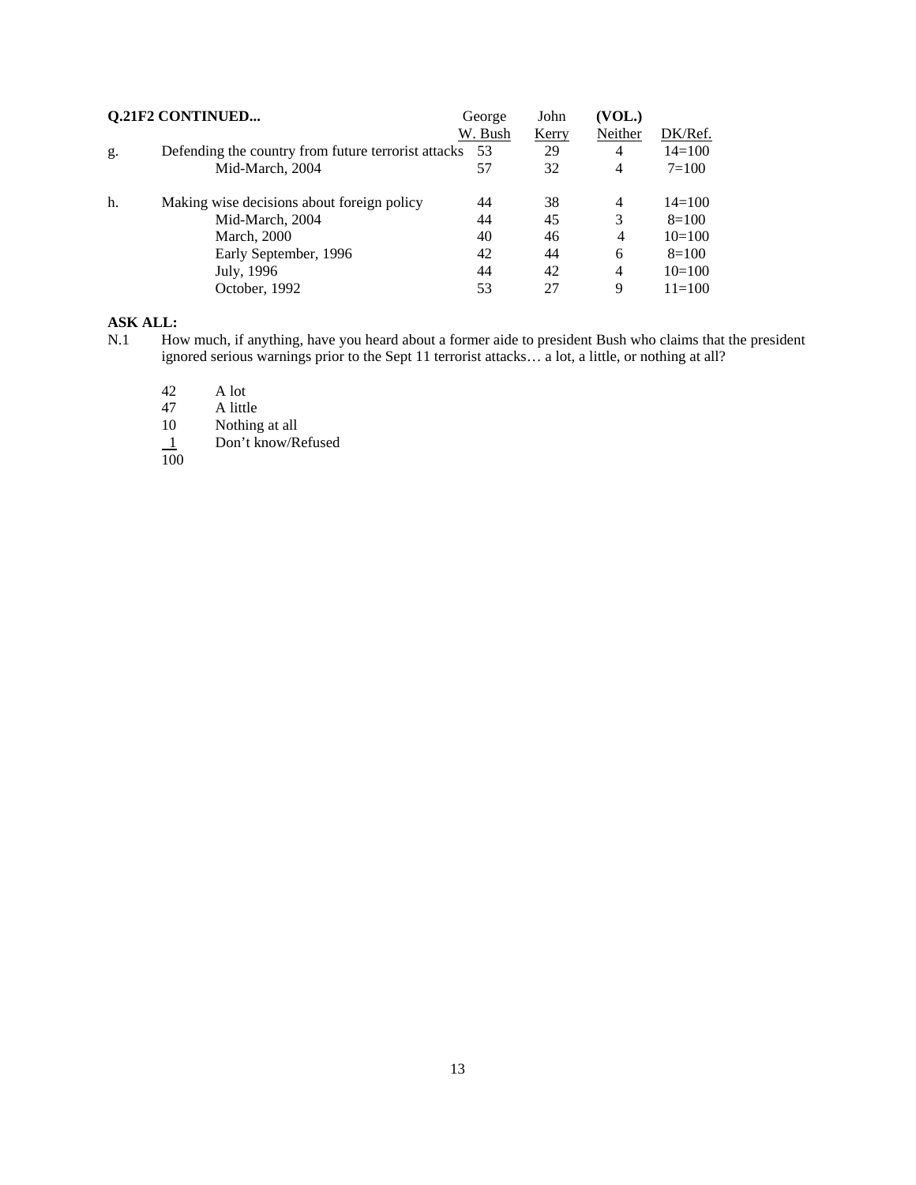| Q.21F2 CONTINUED... | | George W. Bush | John Kerry | (VOL.) Neither | DK/Ref. |
|---|---|---|---|---|---|
| g. | Defending the country from future terrorist attacks | 53 | 29 | 4 | 14=100 |
| | Mid-March, 2004 | 57 | 32 | 4 | 7=100 |
| h. | Making wise decisions about foreign policy | 44 | 38 | 4 | 14=100 |
| | Mid-March, 2004 | 44 | 45 | 3 | 8=100 |
| | March, 2000 | 40 | 46 | 4 | 10=100 |
| | Early September, 1996 | 42 | 44 | 6 | 8=100 |
| | July, 1996 | 44 | 42 | 4 | 10=100 |
| | October, 1992 | 53 | 27 | 9 | 11=100 |

**ASK ALL:**

N.1 How much, if anything, have you heard about a former aide to president Bush who claims that the president ignored serious warnings prior to the Sept 11 terrorist attacks… a lot, a little, or nothing at all?

| | |
|---|---|
| 42 | A lot |
| 47 | A little |
| 10 | Nothing at all |
| 1 | Don't know/Refused |
| 100 | |